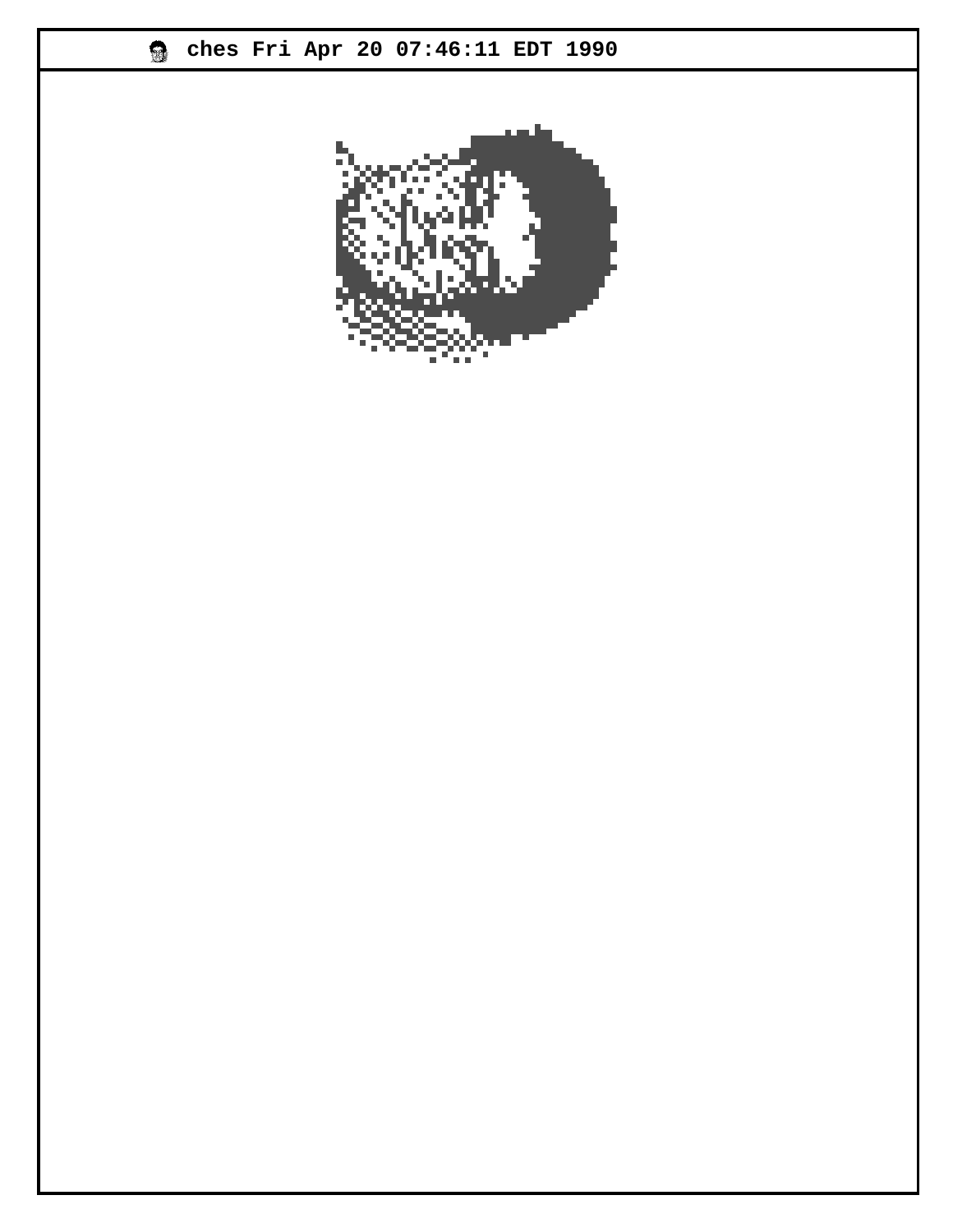ches Fri Apr 20 07:46:11 EDT 1990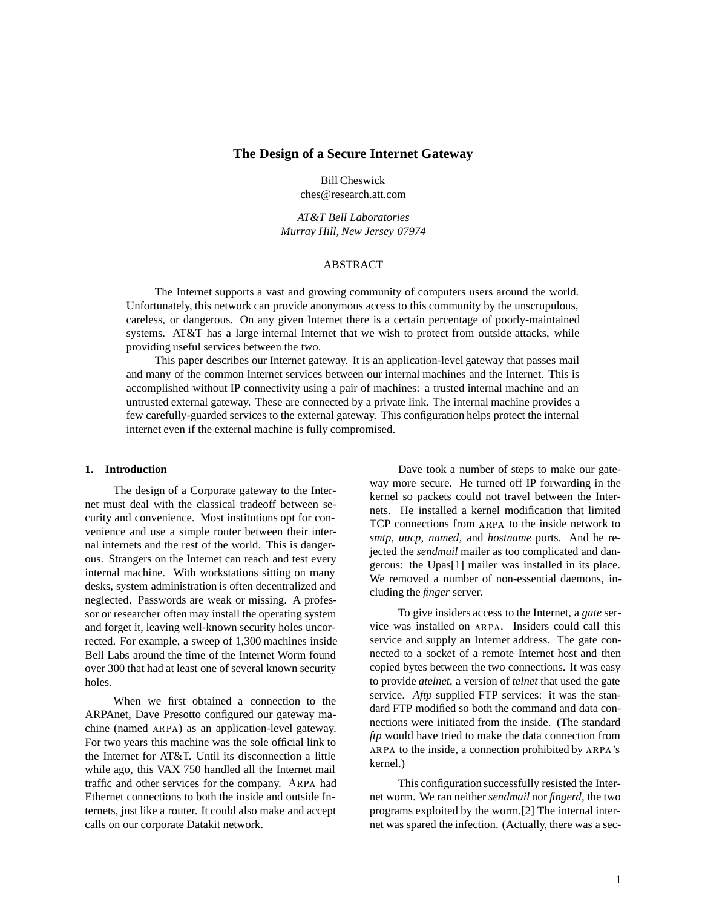# The Design of a Secure Internet Gateway

Bill Cheswick
ches@research.att.com

*AT&T Bell Laboratories*
*Murray Hill, New Jersey 07974*

## ABSTRACT

The Internet supports a vast and growing community of computers users around the world. Unfortunately, this network can provide anonymous access to this community by the unscrupulous, careless, or dangerous. On any given Internet there is a certain percentage of poorly-maintained systems. AT&T has a large internal Internet that we wish to protect from outside attacks, while providing useful services between the two.

This paper describes our Internet gateway. It is an application-level gateway that passes mail and many of the common Internet services between our internal machines and the Internet. This is accomplished without IP connectivity using a pair of machines: a trusted internal machine and an untrusted external gateway. These are connected by a private link. The internal machine provides a few carefully-guarded services to the external gateway. This configuration helps protect the internal internet even if the external machine is fully compromised.

## 1. Introduction

The design of a Corporate gateway to the Internet must deal with the classical tradeoff between security and convenience. Most institutions opt for convenience and use a simple router between their internal internets and the rest of the world. This is dangerous. Strangers on the Internet can reach and test every internal machine. With workstations sitting on many desks, system administration is often decentralized and neglected. Passwords are weak or missing. A professor or researcher often may install the operating system and forget it, leaving well-known security holes uncorrected. For example, a sweep of 1,300 machines inside Bell Labs around the time of the Internet Worm found over 300 that had at least one of several known security holes.

When we first obtained a connection to the ARPAnet, Dave Presotto configured our gateway machine (named ARPA) as an application-level gateway. For two years this machine was the sole official link to the Internet for AT&T. Until its disconnection a little while ago, this VAX 750 handled all the Internet mail traffic and other services for the company. ARPA had Ethernet connections to both the inside and outside Internets, just like a router. It could also make and accept calls on our corporate Datakit network.

Dave took a number of steps to make our gateway more secure. He turned off IP forwarding in the kernel so packets could not travel between the Internets. He installed a kernel modification that limited TCP connections from ARPA to the inside network to *smtp*, *uucp*, *named*, and *hostname* ports. And he rejected the *sendmail* mailer as too complicated and dangerous: the Upas[1] mailer was installed in its place. We removed a number of non-essential daemons, including the *finger* server.

To give insiders access to the Internet, a *gate* service was installed on ARPA. Insiders could call this service and supply an Internet address. The gate connected to a socket of a remote Internet host and then copied bytes between the two connections. It was easy to provide *atelnet*, a version of *telnet* that used the gate service. *Aftp* supplied FTP services: it was the standard FTP modified so both the command and data connections were initiated from the inside. (The standard *ftp* would have tried to make the data connection from ARPA to the inside, a connection prohibited by ARPA's kernel.)

This configuration successfully resisted the Internet worm. We ran neither *sendmail* nor *fingerd*, the two programs exploited by the worm.[2] The internal internet was spared the infection. (Actually, there was a sec-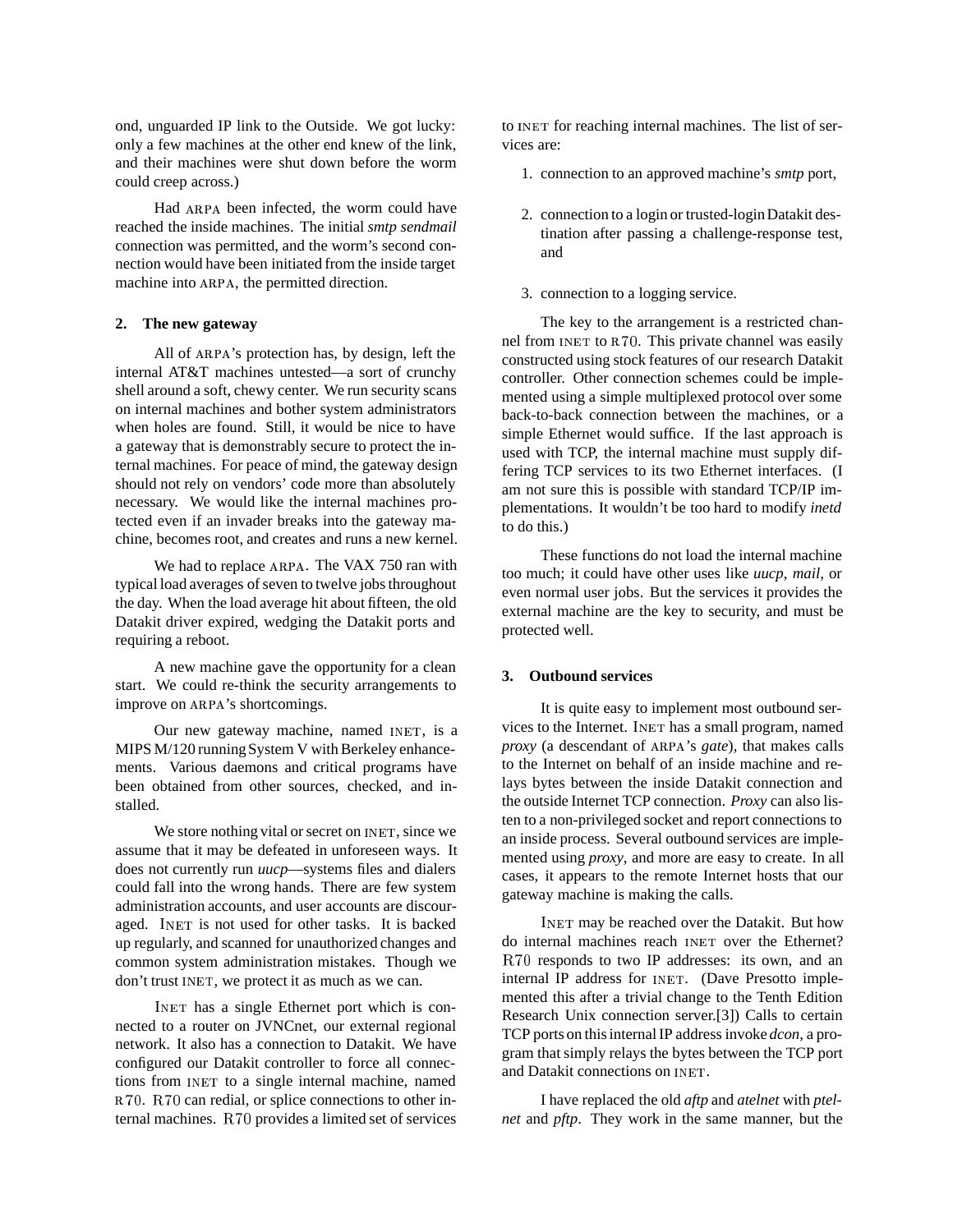ond, unguarded IP link to the Outside. We got lucky: only a few machines at the other end knew of the link, and their machines were shut down before the worm could creep across.)

Had ARPA been infected, the worm could have reached the inside machines. The initial *smtp sendmail* connection was permitted, and the worm's second connection would have been initiated from the inside target machine into ARPA, the permitted direction.

## 2. The new gateway

All of ARPA's protection has, by design, left the internal AT&T machines untested—a sort of crunchy shell around a soft, chewy center. We run security scans on internal machines and bother system administrators when holes are found. Still, it would be nice to have a gateway that is demonstrably secure to protect the internal machines. For peace of mind, the gateway design should not rely on vendors' code more than absolutely necessary. We would like the internal machines protected even if an invader breaks into the gateway machine, becomes root, and creates and runs a new kernel.

We had to replace ARPA. The VAX 750 ran with typical load averages of seven to twelve jobs throughout the day. When the load average hit about fifteen, the old Datakit driver expired, wedging the Datakit ports and requiring a reboot.

A new machine gave the opportunity for a clean start. We could re-think the security arrangements to improve on ARPA's shortcomings.

Our new gateway machine, named INET, is a MIPS M/120 running System V with Berkeley enhancements. Various daemons and critical programs have been obtained from other sources, checked, and installed.

We store nothing vital or secret on INET, since we assume that it may be defeated in unforeseen ways. It does not currently run *uucp*—systems files and dialers could fall into the wrong hands. There are few system administration accounts, and user accounts are discouraged. INET is not used for other tasks. It is backed up regularly, and scanned for unauthorized changes and common system administration mistakes. Though we don't trust INET, we protect it as much as we can.

INET has a single Ethernet port which is connected to a router on JVNCnet, our external regional network. It also has a connection to Datakit. We have configured our Datakit controller to force all connections from INET to a single internal machine, named R70. R70 can redial, or splice connections to other internal machines. R70 provides a limited set of services to INET for reaching internal machines. The list of services are:

1. connection to an approved machine's *smtp* port,
2. connection to a login or trusted-login Datakit destination after passing a challenge-response test, and
3. connection to a logging service.

The key to the arrangement is a restricted channel from INET to R70. This private channel was easily constructed using stock features of our research Datakit controller. Other connection schemes could be implemented using a simple multiplexed protocol over some back-to-back connection between the machines, or a simple Ethernet would suffice. If the last approach is used with TCP, the internal machine must supply differing TCP services to its two Ethernet interfaces. (I am not sure this is possible with standard TCP/IP implementations. It wouldn't be too hard to modify *inetd* to do this.)

These functions do not load the internal machine too much; it could have other uses like *uucp*, *mail*, or even normal user jobs. But the services it provides the external machine are the key to security, and must be protected well.

## 3. Outbound services

It is quite easy to implement most outbound services to the Internet. INET has a small program, named *proxy* (a descendant of ARPA's *gate*), that makes calls to the Internet on behalf of an inside machine and relays bytes between the inside Datakit connection and the outside Internet TCP connection. *Proxy* can also listen to a non-privileged socket and report connections to an inside process. Several outbound services are implemented using *proxy*, and more are easy to create. In all cases, it appears to the remote Internet hosts that our gateway machine is making the calls.

INET may be reached over the Datakit. But how do internal machines reach INET over the Ethernet? R70 responds to two IP addresses: its own, and an internal IP address for INET. (Dave Presotto implemented this after a trivial change to the Tenth Edition Research Unix connection server.[3]) Calls to certain TCP ports on this internal IP address invoke *dcon*, a program that simply relays the bytes between the TCP port and Datakit connections on INET.

I have replaced the old *aftp* and *atelnet* with *ptelnet* and *pftp*. They work in the same manner, but the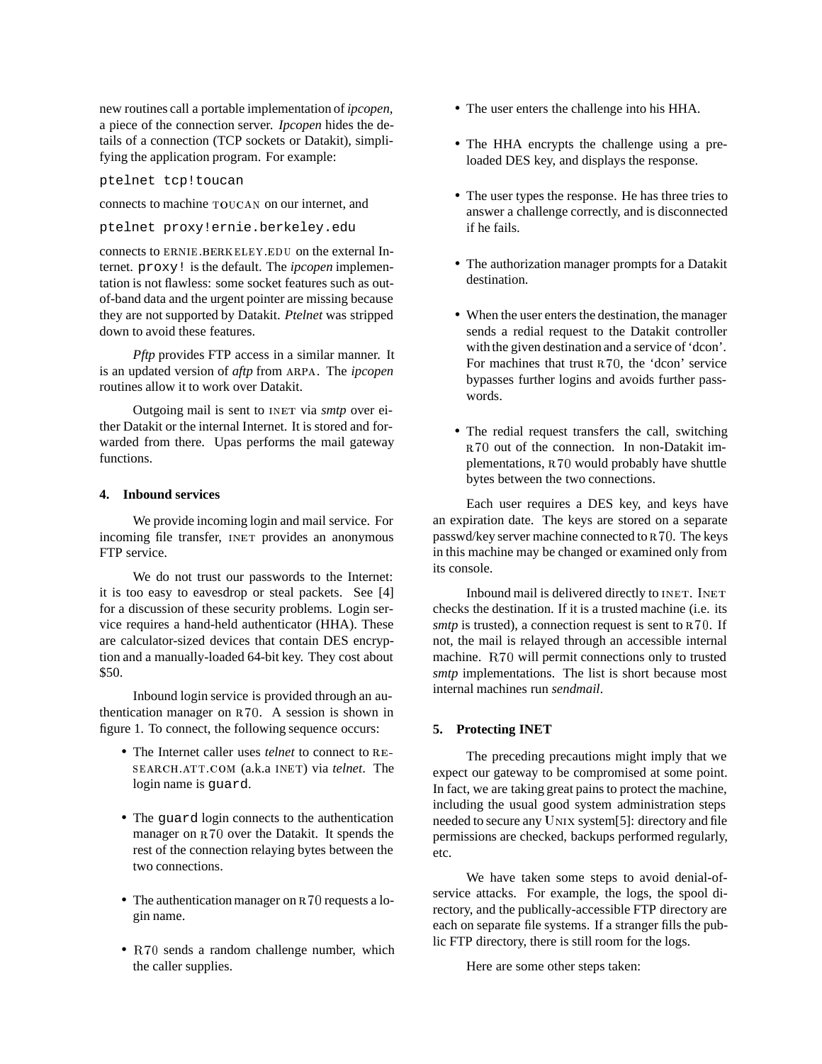new routines call a portable implementation of *ipcopen*, a piece of the connection server. *Ipcopen* hides the details of a connection (TCP sockets or Datakit), simplifying the application program. For example:

```
ptelnet tcp!toucan
```

connects to machine TOUCAN on our internet, and

```
ptelnet proxy!ernie.berkeley.edu
```

connects to ERNIE.BERKELEY.EDU on the external Internet. `proxy!` is the default. The *ipcopen* implementation is not flawless: some socket features such as out-of-band data and the urgent pointer are missing because they are not supported by Datakit. *Ptelnet* was stripped down to avoid these features.

*Pftp* provides FTP access in a similar manner. It is an updated version of *aftp* from ARPA. The *ipcopen* routines allow it to work over Datakit.

Outgoing mail is sent to INET via *smtp* over either Datakit or the internal Internet. It is stored and forwarded from there. Upas performs the mail gateway functions.

#### 4. Inbound services

We provide incoming login and mail service. For incoming file transfer, INET provides an anonymous FTP service.

We do not trust our passwords to the Internet: it is too easy to eavesdrop or steal packets. See [4] for a discussion of these security problems. Login service requires a hand-held authenticator (HHA). These are calculator-sized devices that contain DES encryption and a manually-loaded 64-bit key. They cost about $50.

Inbound login service is provided through an authentication manager on R70. A session is shown in figure 1. To connect, the following sequence occurs:

- The Internet caller uses *telnet* to connect to RESEARCH.ATT.COM (a.k.a INET) via *telnet*. The login name is `guard`.
- The `guard` login connects to the authentication manager on R70 over the Datakit. It spends the rest of the connection relaying bytes between the two connections.
- The authentication manager on R70 requests a login name.
- R70 sends a random challenge number, which the caller supplies.
- The user enters the challenge into his HHA.
- The HHA encrypts the challenge using a preloaded DES key, and displays the response.
- The user types the response. He has three tries to answer a challenge correctly, and is disconnected if he fails.
- The authorization manager prompts for a Datakit destination.
- When the user enters the destination, the manager sends a redial request to the Datakit controller with the given destination and a service of 'dcon'. For machines that trust R70, the 'dcon' service bypasses further logins and avoids further passwords.
- The redial request transfers the call, switching R70 out of the connection. In non-Datakit implementations, R70 would probably have shuttle bytes between the two connections.

Each user requires a DES key, and keys have an expiration date. The keys are stored on a separate passwd/key server machine connected to R70. The keys in this machine may be changed or examined only from its console.

Inbound mail is delivered directly to INET. INET checks the destination. If it is a trusted machine (i.e. its *smtp* is trusted), a connection request is sent to R70. If not, the mail is relayed through an accessible internal machine. R70 will permit connections only to trusted *smtp* implementations. The list is short because most internal machines run *sendmail*.

#### 5. Protecting INET

The preceding precautions might imply that we expect our gateway to be compromised at some point. In fact, we are taking great pains to protect the machine, including the usual good system administration steps needed to secure any UNIX system[5]: directory and file permissions are checked, backups performed regularly, etc.

We have taken some steps to avoid denial-of-service attacks. For example, the logs, the spool directory, and the publically-accessible FTP directory are each on separate file systems. If a stranger fills the public FTP directory, there is still room for the logs.

Here are some other steps taken: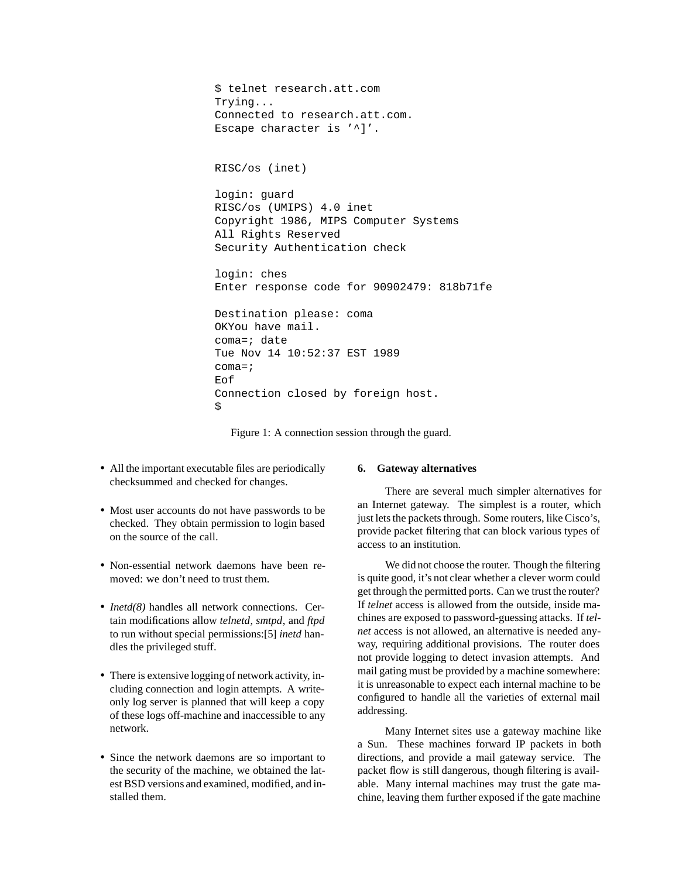```
$ telnet research.att.com
Trying...
Connected to research.att.com.
Escape character is '^]'.


RISC/os (inet)

login: guard
RISC/os (UMIPS) 4.0 inet
Copyright 1986, MIPS Computer Systems
All Rights Reserved
Security Authentication check

login: ches
Enter response code for 90902479: 818b71fe

Destination please: coma
OKYou have mail.
coma=; date
Tue Nov 14 10:52:37 EST 1989
coma=;
Eof
Connection closed by foreign host.
$
```

Figure 1: A connection session through the guard.

- All the important executable files are periodically checksummed and checked for changes.
- Most user accounts do not have passwords to be checked. They obtain permission to login based on the source of the call.
- Non-essential network daemons have been removed: we don't need to trust them.
- *Inetd(8)* handles all network connections. Certain modifications allow *telnetd*, *smtpd*, and *ftpd* to run without special permissions:[5] *inetd* handles the privileged stuff.
- There is extensive logging of network activity, including connection and login attempts. A write-only log server is planned that will keep a copy of these logs off-machine and inaccessible to any network.
- Since the network daemons are so important to the security of the machine, we obtained the latest BSD versions and examined, modified, and installed them.

## 6. Gateway alternatives

There are several much simpler alternatives for an Internet gateway. The simplest is a router, which just lets the packets through. Some routers, like Cisco's, provide packet filtering that can block various types of access to an institution.

We did not choose the router. Though the filtering is quite good, it's not clear whether a clever worm could get through the permitted ports. Can we trust the router? If *telnet* access is allowed from the outside, inside machines are exposed to password-guessing attacks. If *telnet* access is not allowed, an alternative is needed anyway, requiring additional provisions. The router does not provide logging to detect invasion attempts. And mail gating must be provided by a machine somewhere: it is unreasonable to expect each internal machine to be configured to handle all the varieties of external mail addressing.

Many Internet sites use a gateway machine like a Sun. These machines forward IP packets in both directions, and provide a mail gateway service. The packet flow is still dangerous, though filtering is available. Many internal machines may trust the gate machine, leaving them further exposed if the gate machine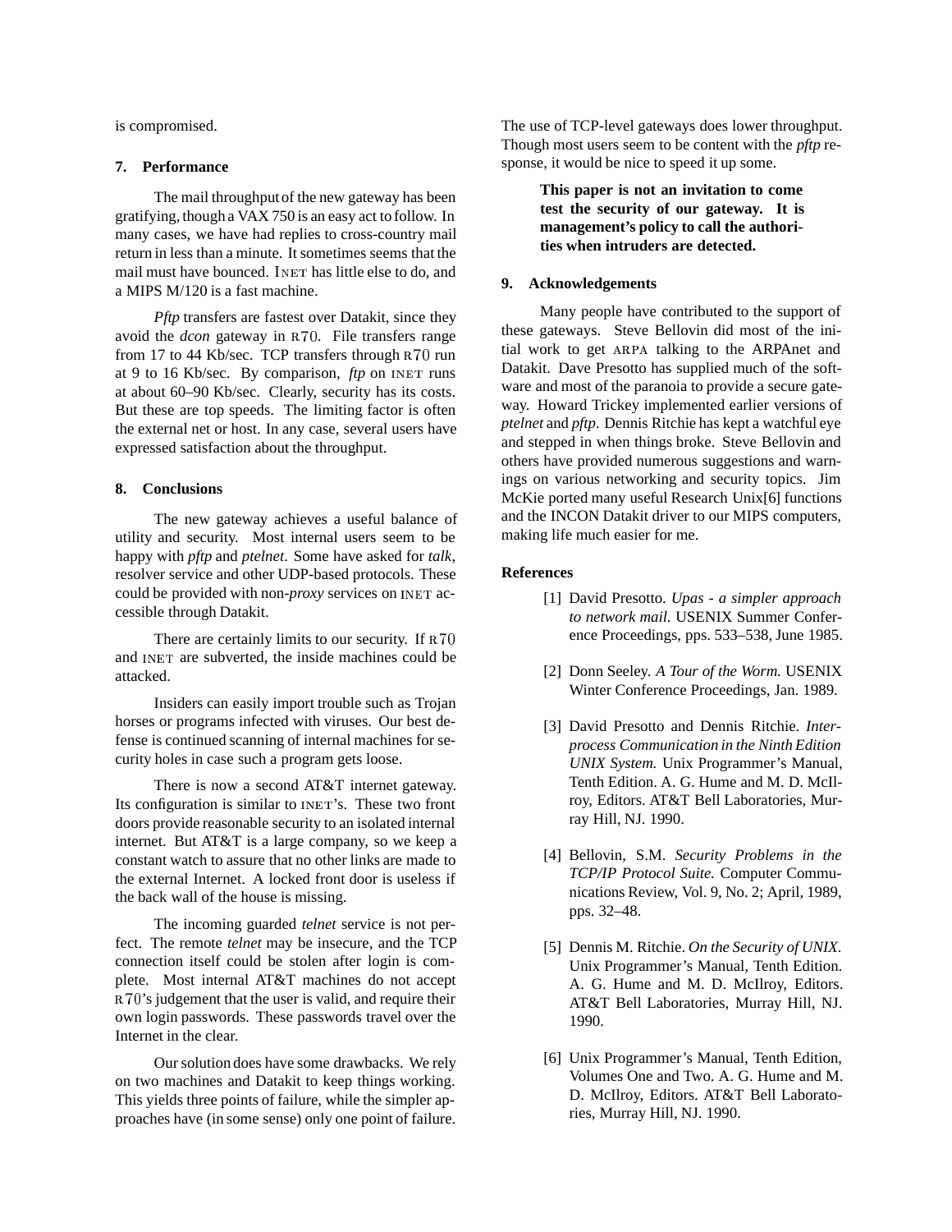is compromised.

## 7. Performance

The mail throughput of the new gateway has been gratifying, though a VAX 750 is an easy act to follow. In many cases, we have had replies to cross-country mail return in less than a minute. It sometimes seems that the mail must have bounced. INET has little else to do, and a MIPS M/120 is a fast machine.

*Pftp* transfers are fastest over Datakit, since they avoid the *dcon* gateway in R70. File transfers range from 17 to 44 Kb/sec. TCP transfers through R70 run at 9 to 16 Kb/sec. By comparison, *ftp* on INET runs at about 60–90 Kb/sec. Clearly, security has its costs. But these are top speeds. The limiting factor is often the external net or host. In any case, several users have expressed satisfaction about the throughput.

## 8. Conclusions

The new gateway achieves a useful balance of utility and security. Most internal users seem to be happy with *pftp* and *ptelnet*. Some have asked for *talk*, resolver service and other UDP-based protocols. These could be provided with non-*proxy* services on INET accessible through Datakit.

There are certainly limits to our security. If R70 and INET are subverted, the inside machines could be attacked.

Insiders can easily import trouble such as Trojan horses or programs infected with viruses. Our best defense is continued scanning of internal machines for security holes in case such a program gets loose.

There is now a second AT&T internet gateway. Its configuration is similar to INET's. These two front doors provide reasonable security to an isolated internal internet. But AT&T is a large company, so we keep a constant watch to assure that no other links are made to the external Internet. A locked front door is useless if the back wall of the house is missing.

The incoming guarded *telnet* service is not perfect. The remote *telnet* may be insecure, and the TCP connection itself could be stolen after login is complete. Most internal AT&T machines do not accept R70's judgement that the user is valid, and require their own login passwords. These passwords travel over the Internet in the clear.

Our solution does have some drawbacks. We rely on two machines and Datakit to keep things working. This yields three points of failure, while the simpler approaches have (in some sense) only one point of failure. The use of TCP-level gateways does lower throughput. Though most users seem to be content with the *pftp* response, it would be nice to speed it up some.

**This paper is not an invitation to come test the security of our gateway. It is management's policy to call the authorities when intruders are detected.**

## 9. Acknowledgements

Many people have contributed to the support of these gateways. Steve Bellovin did most of the initial work to get ARPA talking to the ARPAnet and Datakit. Dave Presotto has supplied much of the software and most of the paranoia to provide a secure gateway. Howard Trickey implemented earlier versions of *ptelnet* and *pftp*. Dennis Ritchie has kept a watchful eye and stepped in when things broke. Steve Bellovin and others have provided numerous suggestions and warnings on various networking and security topics. Jim McKie ported many useful Research Unix[6] functions and the INCON Datakit driver to our MIPS computers, making life much easier for me.

## References

[1] David Presotto. *Upas - a simpler approach to network mail.* USENIX Summer Conference Proceedings, pps. 533–538, June 1985.

[2] Donn Seeley. *A Tour of the Worm.* USENIX Winter Conference Proceedings, Jan. 1989.

[3] David Presotto and Dennis Ritchie. *Interprocess Communication in the Ninth Edition UNIX System.* Unix Programmer's Manual, Tenth Edition. A. G. Hume and M. D. McIlroy, Editors. AT&T Bell Laboratories, Murray Hill, NJ. 1990.

[4] Bellovin, S.M. *Security Problems in the TCP/IP Protocol Suite.* Computer Communications Review, Vol. 9, No. 2; April, 1989, pps. 32–48.

[5] Dennis M. Ritchie. *On the Security of UNIX.* Unix Programmer's Manual, Tenth Edition. A. G. Hume and M. D. McIlroy, Editors. AT&T Bell Laboratories, Murray Hill, NJ. 1990.

[6] Unix Programmer's Manual, Tenth Edition, Volumes One and Two. A. G. Hume and M. D. McIlroy, Editors. AT&T Bell Laboratories, Murray Hill, NJ. 1990.